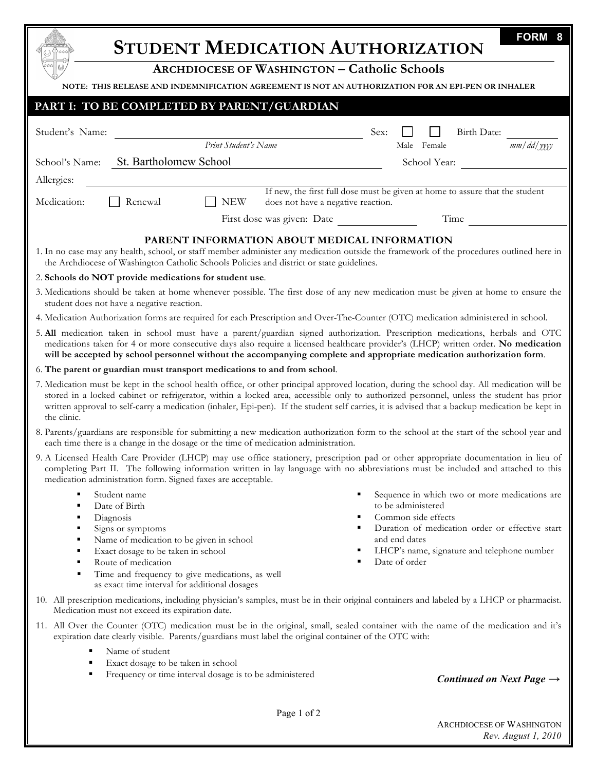FORM 8

# STUDENT MEDICATION AUTHORIZATION

## ARCHDIOCESE OF WASHINGTON – Catholic Schools

**NOTE: THIS RELEASE AND INDEMNIFICATION AGREEMENT IS NOT AN AUTHORIZATION FOR AN EPI-PEN OR INHALER**

## PART I: TO BE COMPLETED BY PARENT/GUARDIAN

Student's Name: ______________________ (*Print Student's Name*) Sex: ☐ Male ☐ Female Birth Date: ________ (*mm/dd/yyyy*)

School's Name: St. Bartholomew School School Year: ______________

Allergies: ______________________

Medication: ☐ Renewal ☐ NEW If new, the first full dose must be given at home to assure that the student does not have a negative reaction.

First dose was given: Date ____________ Time ____________

### PARENT INFORMATION ABOUT MEDICAL INFORMATION

1. In no case may any health, school, or staff member administer any medication outside the framework of the procedures outlined here in the Archdiocese of Washington Catholic Schools Policies and district or state guidelines.
2. **Schools do NOT provide medications for student use**.
3. Medications should be taken at home whenever possible. The first dose of any new medication must be given at home to ensure the student does not have a negative reaction.
4. Medication Authorization forms are required for each Prescription and Over-The-Counter (OTC) medication administered in school.
5. **All** medication taken in school must have a parent/guardian signed authorization. Prescription medications, herbals and OTC medications taken for 4 or more consecutive days also require a licensed healthcare provider's (LHCP) written order. **No medication will be accepted by school personnel without the accompanying complete and appropriate medication authorization form**.
6. **The parent or guardian must transport medications to and from school**.
7. Medication must be kept in the school health office, or other principal approved location, during the school day. All medication will be stored in a locked cabinet or refrigerator, within a locked area, accessible only to authorized personnel, unless the student has prior written approval to self-carry a medication (inhaler, Epi-pen). If the student self carries, it is advised that a backup medication be kept in the clinic.
8. Parents/guardians are responsible for submitting a new medication authorization form to the school at the start of the school year and each time there is a change in the dosage or the time of medication administration.
9. A Licensed Health Care Provider (LHCP) may use office stationery, prescription pad or other appropriate documentation in lieu of completing Part II. The following information written in lay language with no abbreviations must be included and attached to this medication administration form. Signed faxes are acceptable.
   - Student name
   - Date of Birth
   - Diagnosis
   - Signs or symptoms
   - Name of medication to be given in school
   - Exact dosage to be taken in school
   - Route of medication
   - Time and frequency to give medications, as well as exact time interval for additional dosages
   - Sequence in which two or more medications are to be administered
   - Common side effects
   - Duration of medication order or effective start and end dates
   - LHCP's name, signature and telephone number
   - Date of order
10. All prescription medications, including physician's samples, must be in their original containers and labeled by a LHCP or pharmacist. Medication must not exceed its expiration date.
11. All Over the Counter (OTC) medication must be in the original, small, sealed container with the name of the medication and it's expiration date clearly visible. Parents/guardians must label the original container of the OTC with:
    - Name of student
    - Exact dosage to be taken in school
    - Frequency or time interval dosage is to be administered

***Continued on Next Page →***

ARCHDIOCESE OF WASHINGTON
*Rev. August 1, 2010*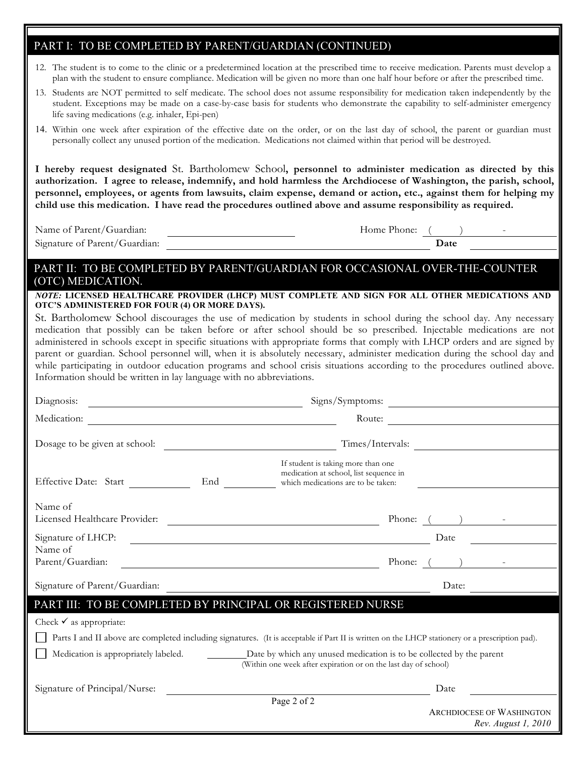## PART I: TO BE COMPLETED BY PARENT/GUARDIAN (CONTINUED)

12. The student is to come to the clinic or a predetermined location at the prescribed time to receive medication. Parents must develop a plan with the student to ensure compliance. Medication will be given no more than one half hour before or after the prescribed time.
13. Students are NOT permitted to self medicate. The school does not assume responsibility for medication taken independently by the student. Exceptions may be made on a case-by-case basis for students who demonstrate the capability to self-administer emergency life saving medications (e.g. inhaler, Epi-pen)
14. Within one week after expiration of the effective date on the order, or on the last day of school, the parent or guardian must personally collect any unused portion of the medication. Medications not claimed within that period will be destroyed.

**I hereby request designated** St. Bartholomew School**, personnel to administer medication as directed by this authorization. I agree to release, indemnify, and hold harmless the Archdiocese of Washington, the parish, school, personnel, employees, or agents from lawsuits, claim expense, demand or action, etc., against them for helping my child use this medication. I have read the procedures outlined above and assume responsibility as required.**

Name of Parent/Guardian: ____________________ Home Phone: ( ) -

Signature of Parent/Guardian: ____________________ **Date** __________

## PART II: TO BE COMPLETED BY PARENT/GUARDIAN FOR OCCASIONAL OVER-THE-COUNTER (OTC) MEDICATION.

***NOTE:* LICENSED HEALTHCARE PROVIDER (LHCP) MUST COMPLETE AND SIGN FOR ALL OTHER MEDICATIONS AND OTC'S ADMINISTERED FOR FOUR (4) OR MORE DAYS).**

St. Bartholomew School discourages the use of medication by students in school during the school day. Any necessary medication that possibly can be taken before or after school should be so prescribed. Injectable medications are not administered in schools except in specific situations with appropriate forms that comply with LHCP orders and are signed by parent or guardian. School personnel will, when it is absolutely necessary, administer medication during the school day and while participating in outdoor education programs and school crisis situations according to the procedures outlined above. Information should be written in lay language with no abbreviations.

Diagnosis: ____________________ Signs/Symptoms: ____________________

Medication: ____________________ Route: ____________________

Dosage to be given at school: ____________________ Times/Intervals: ____________________

Effective Date: Start __________ End __________ If student is taking more than one medication at school, list sequence in which medications are to be taken: ____________________

Name of Licensed Healthcare Provider: ____________________ Phone: ( ) -

Signature of LHCP: ____________________ Date __________

Name of Parent/Guardian: ____________________ Phone: ( ) -

Signature of Parent/Guardian: ____________________ Date: __________

## PART III: TO BE COMPLETED BY PRINCIPAL OR REGISTERED NURSE

Check ✓ as appropriate:

- ☐ Parts I and II above are completed including signatures. (It is acceptable if Part II is written on the LHCP stationery or a prescription pad).
- ☐ Medication is appropriately labeled. ________ Date by which any unused medication is to be collected by the parent (Within one week after expiration or on the last day of school)

Signature of Principal/Nurse: ____________________ Date __________

ARCHDIOCESE OF WASHINGTON
*Rev. August 1, 2010*